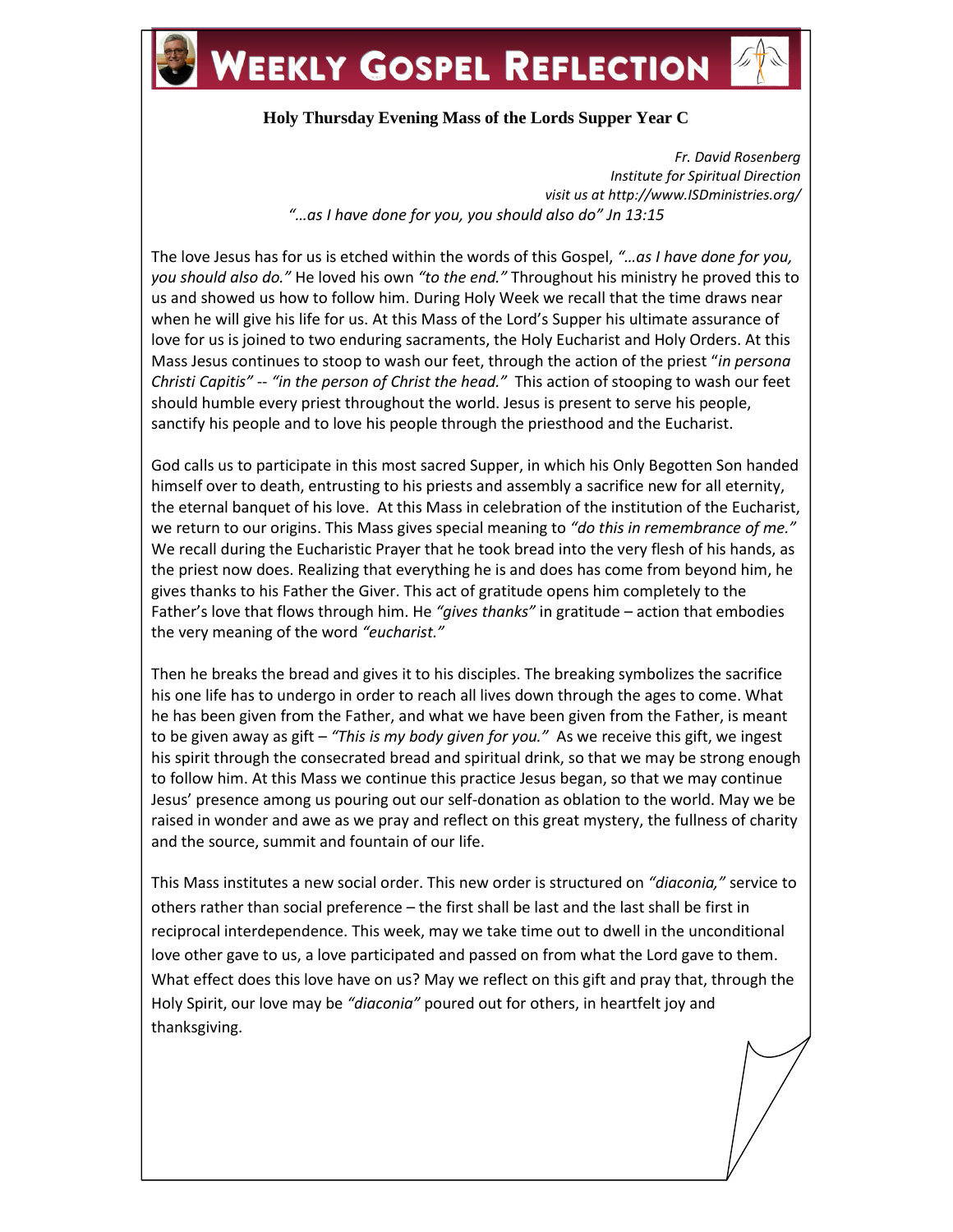# Weekly Gospel Reflection

**Holy Thursday Evening Mass of the Lords Supper Year C**

*Fr. David Rosenberg*
*Institute for Spiritual Direction*
*visit us at http://www.ISDministries.org/*

*"…as I have done for you, you should also do" Jn 13:15*

The love Jesus has for us is etched within the words of this Gospel, *"…as I have done for you, you should also do."* He loved his own *"to the end."* Throughout his ministry he proved this to us and showed us how to follow him. During Holy Week we recall that the time draws near when he will give his life for us. At this Mass of the Lord's Supper his ultimate assurance of love for us is joined to two enduring sacraments, the Holy Eucharist and Holy Orders. At this Mass Jesus continues to stoop to wash our feet, through the action of the priest "*in persona Christi Capitis" -- "in the person of Christ the head."* This action of stooping to wash our feet should humble every priest throughout the world. Jesus is present to serve his people, sanctify his people and to love his people through the priesthood and the Eucharist.

God calls us to participate in this most sacred Supper, in which his Only Begotten Son handed himself over to death, entrusting to his priests and assembly a sacrifice new for all eternity, the eternal banquet of his love. At this Mass in celebration of the institution of the Eucharist, we return to our origins. This Mass gives special meaning to *"do this in remembrance of me."* We recall during the Eucharistic Prayer that he took bread into the very flesh of his hands, as the priest now does. Realizing that everything he is and does has come from beyond him, he gives thanks to his Father the Giver. This act of gratitude opens him completely to the Father's love that flows through him. He *"gives thanks"* in gratitude – action that embodies the very meaning of the word *"eucharist."*

Then he breaks the bread and gives it to his disciples. The breaking symbolizes the sacrifice his one life has to undergo in order to reach all lives down through the ages to come. What he has been given from the Father, and what we have been given from the Father, is meant to be given away as gift – *"This is my body given for you."* As we receive this gift, we ingest his spirit through the consecrated bread and spiritual drink, so that we may be strong enough to follow him. At this Mass we continue this practice Jesus began, so that we may continue Jesus' presence among us pouring out our self-donation as oblation to the world. May we be raised in wonder and awe as we pray and reflect on this great mystery, the fullness of charity and the source, summit and fountain of our life.

This Mass institutes a new social order. This new order is structured on *"diaconia,"* service to others rather than social preference – the first shall be last and the last shall be first in reciprocal interdependence. This week, may we take time out to dwell in the unconditional love other gave to us, a love participated and passed on from what the Lord gave to them. What effect does this love have on us? May we reflect on this gift and pray that, through the Holy Spirit, our love may be *"diaconia"* poured out for others, in heartfelt joy and thanksgiving.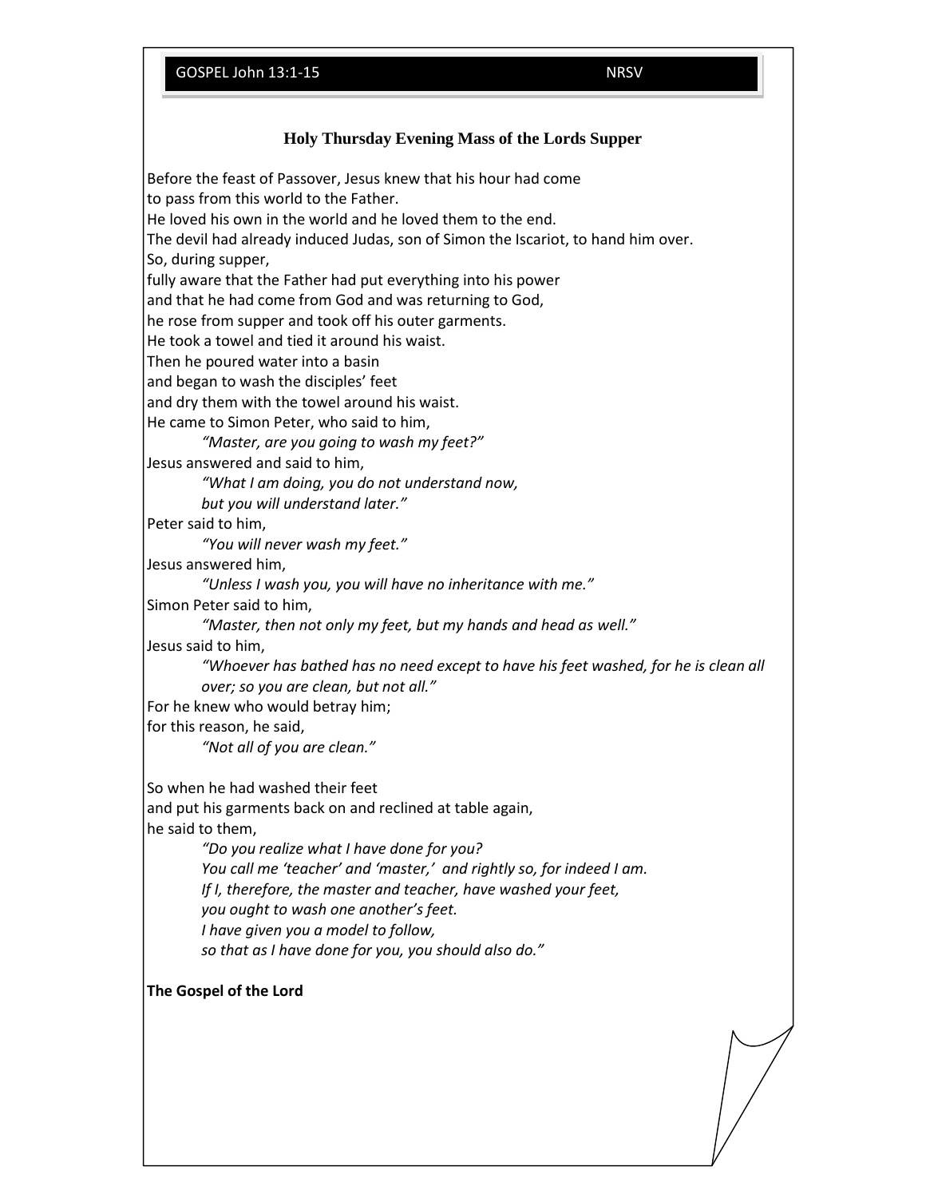GOSPEL John 13:1-15 NRSV

## Holy Thursday Evening Mass of the Lords Supper

Before the feast of Passover, Jesus knew that his hour had come
to pass from this world to the Father.
He loved his own in the world and he loved them to the end.
The devil had already induced Judas, son of Simon the Iscariot, to hand him over.
So, during supper,
fully aware that the Father had put everything into his power
and that he had come from God and was returning to God,
he rose from supper and took off his outer garments.
He took a towel and tied it around his waist.
Then he poured water into a basin
and began to wash the disciples' feet
and dry them with the towel around his waist.
He came to Simon Peter, who said to him,

*"Master, are you going to wash my feet?"*

Jesus answered and said to him,

*"What I am doing, you do not understand now,*
*but you will understand later."*

Peter said to him,

*"You will never wash my feet."*

Jesus answered him,

*"Unless I wash you, you will have no inheritance with me."*

Simon Peter said to him,

*"Master, then not only my feet, but my hands and head as well."*

Jesus said to him,

*"Whoever has bathed has no need except to have his feet washed, for he is clean all over; so you are clean, but not all."*

For he knew who would betray him;
for this reason, he said,

*"Not all of you are clean."*

So when he had washed their feet
and put his garments back on and reclined at table again,
he said to them,

*"Do you realize what I have done for you?*
*You call me 'teacher' and 'master,' and rightly so, for indeed I am.*
*If I, therefore, the master and teacher, have washed your feet,*
*you ought to wash one another's feet.*
*I have given you a model to follow,*
*so that as I have done for you, you should also do."*

**The Gospel of the Lord**